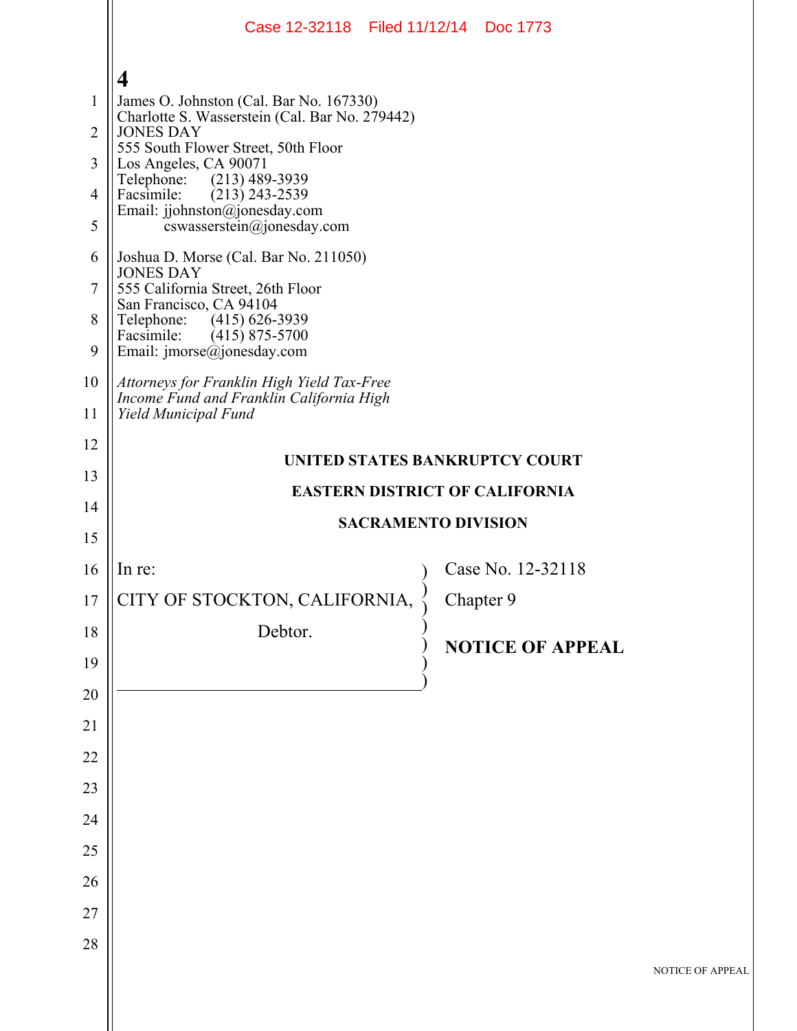James O. Johnston (Cal. Bar No. 167330)
Charlotte S. Wasserstein (Cal. Bar No. 279442)
JONES DAY
555 South Flower Street, 50th Floor
Los Angeles, CA 90071
Telephone: (213) 489-3939
Facsimile: (213) 243-2539
Email: jjohnston@jonesday.com
cswasserstein@jonesday.com

Joshua D. Morse (Cal. Bar No. 211050)
JONES DAY
555 California Street, 26th Floor
San Francisco, CA 94104
Telephone: (415) 626-3939
Facsimile: (415) 875-5700
Email: jmorse@jonesday.com

*Attorneys for Franklin High Yield Tax-Free Income Fund and Franklin California High Yield Municipal Fund*

**UNITED STATES BANKRUPTCY COURT**

**EASTERN DISTRICT OF CALIFORNIA**

**SACRAMENTO DIVISION**

| | |
|---|---|
| In re:<br><br>CITY OF STOCKTON, CALIFORNIA,<br><br>Debtor. | Case No. 12-32118<br><br>Chapter 9<br><br>**NOTICE OF APPEAL** |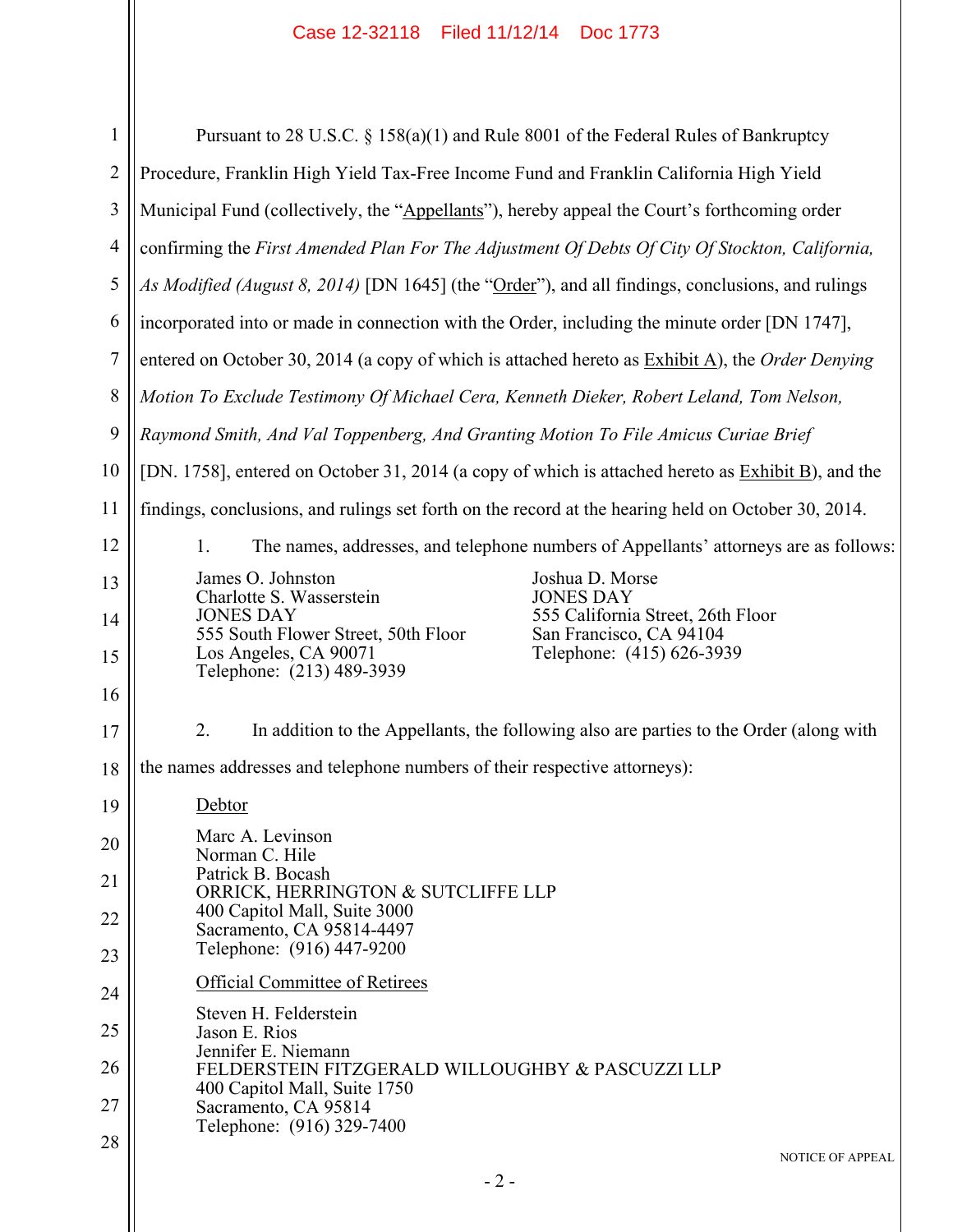Pursuant to 28 U.S.C. § 158(a)(1) and Rule 8001 of the Federal Rules of Bankruptcy Procedure, Franklin High Yield Tax-Free Income Fund and Franklin California High Yield Municipal Fund (collectively, the "Appellants"), hereby appeal the Court's forthcoming order confirming the *First Amended Plan For The Adjustment Of Debts Of City Of Stockton, California, As Modified (August 8, 2014)* [DN 1645] (the "Order"), and all findings, conclusions, and rulings incorporated into or made in connection with the Order, including the minute order [DN 1747], entered on October 30, 2014 (a copy of which is attached hereto as Exhibit A), the *Order Denying Motion To Exclude Testimony Of Michael Cera, Kenneth Dieker, Robert Leland, Tom Nelson, Raymond Smith, And Val Toppenberg, And Granting Motion To File Amicus Curiae Brief* [DN. 1758], entered on October 31, 2014 (a copy of which is attached hereto as Exhibit B), and the findings, conclusions, and rulings set forth on the record at the hearing held on October 30, 2014.

1. The names, addresses, and telephone numbers of Appellants' attorneys are as follows:

James O. Johnston
Charlotte S. Wasserstein
JONES DAY
555 South Flower Street, 50th Floor
Los Angeles, CA 90071
Telephone: (213) 489-3939

Joshua D. Morse
JONES DAY
555 California Street, 26th Floor
San Francisco, CA 94104
Telephone: (415) 626-3939

2. In addition to the Appellants, the following also are parties to the Order (along with the names addresses and telephone numbers of their respective attorneys):

Debtor

Marc A. Levinson
Norman C. Hile
Patrick B. Bocash
ORRICK, HERRINGTON & SUTCLIFFE LLP
400 Capitol Mall, Suite 3000
Sacramento, CA 95814-4497
Telephone: (916) 447-9200

Official Committee of Retirees

Steven H. Felderstein
Jason E. Rios
Jennifer E. Niemann
FELDERSTEIN FITZGERALD WILLOUGHBY & PASCUZZI LLP
400 Capitol Mall, Suite 1750
Sacramento, CA 95814
Telephone: (916) 329-7400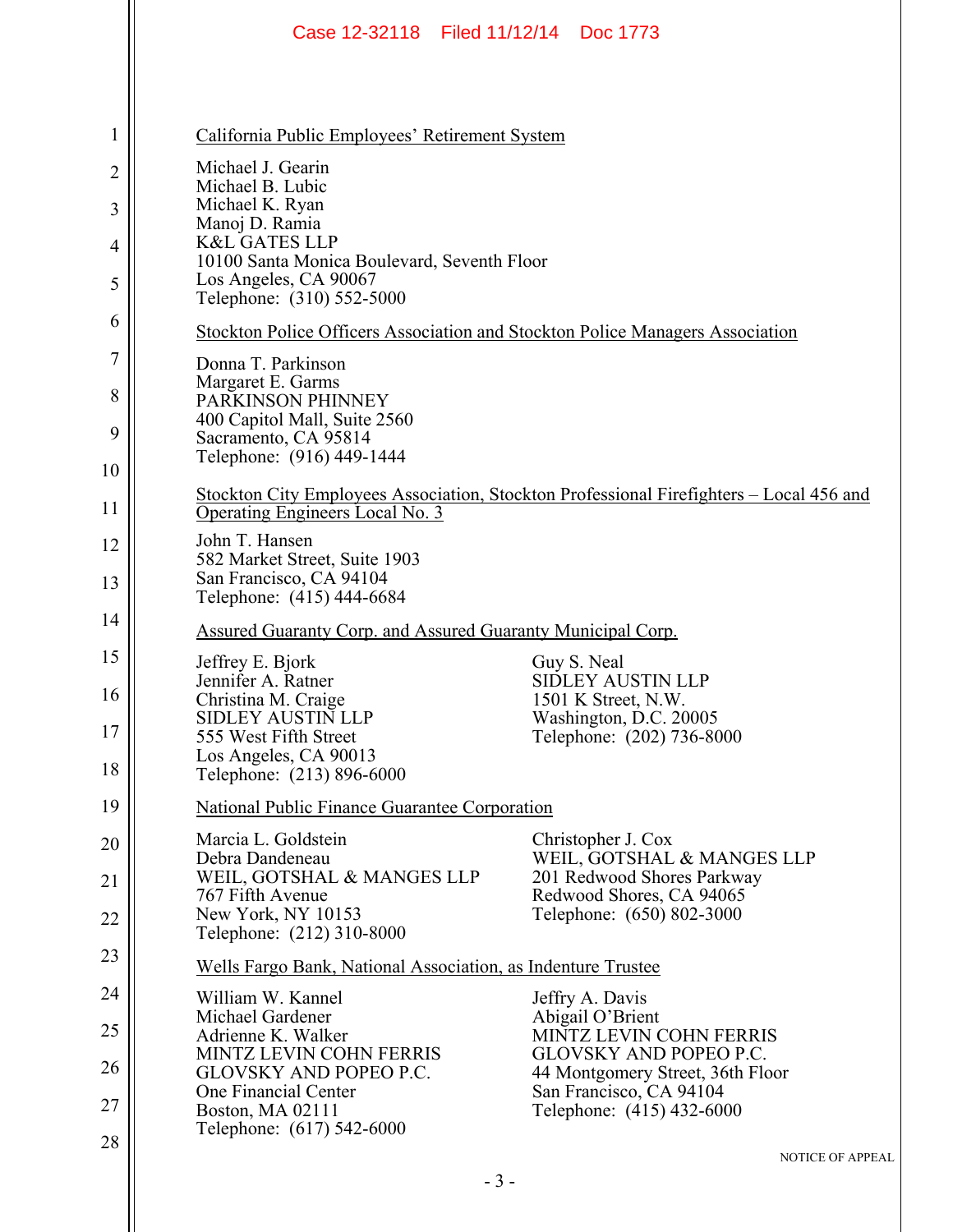California Public Employees' Retirement System

Michael J. Gearin
Michael B. Lubic
Michael K. Ryan
Manoj D. Ramia
K&L GATES LLP
10100 Santa Monica Boulevard, Seventh Floor
Los Angeles, CA 90067
Telephone: (310) 552-5000

Stockton Police Officers Association and Stockton Police Managers Association

Donna T. Parkinson
Margaret E. Garms
PARKINSON PHINNEY
400 Capitol Mall, Suite 2560
Sacramento, CA 95814
Telephone: (916) 449-1444

Stockton City Employees Association, Stockton Professional Firefighters – Local 456 and Operating Engineers Local No. 3

John T. Hansen
582 Market Street, Suite 1903
San Francisco, CA 94104
Telephone: (415) 444-6684

Assured Guaranty Corp. and Assured Guaranty Municipal Corp.

Jeffrey E. Bjork
Jennifer A. Ratner
Christina M. Craige
SIDLEY AUSTIN LLP
555 West Fifth Street
Los Angeles, CA 90013
Telephone: (213) 896-6000

Guy S. Neal
SIDLEY AUSTIN LLP
1501 K Street, N.W.
Washington, D.C. 20005
Telephone: (202) 736-8000

National Public Finance Guarantee Corporation

Marcia L. Goldstein
Debra Dandeneau
WEIL, GOTSHAL & MANGES LLP
767 Fifth Avenue
New York, NY 10153
Telephone: (212) 310-8000

Christopher J. Cox
WEIL, GOTSHAL & MANGES LLP
201 Redwood Shores Parkway
Redwood Shores, CA 94065
Telephone: (650) 802-3000

Wells Fargo Bank, National Association, as Indenture Trustee

William W. Kannel
Michael Gardener
Adrienne K. Walker
MINTZ LEVIN COHN FERRIS
GLOVSKY AND POPEO P.C.
One Financial Center
Boston, MA 02111
Telephone: (617) 542-6000

Jeffry A. Davis
Abigail O'Brient
MINTZ LEVIN COHN FERRIS
GLOVSKY AND POPEO P.C.
44 Montgomery Street, 36th Floor
San Francisco, CA 94104
Telephone: (415) 432-6000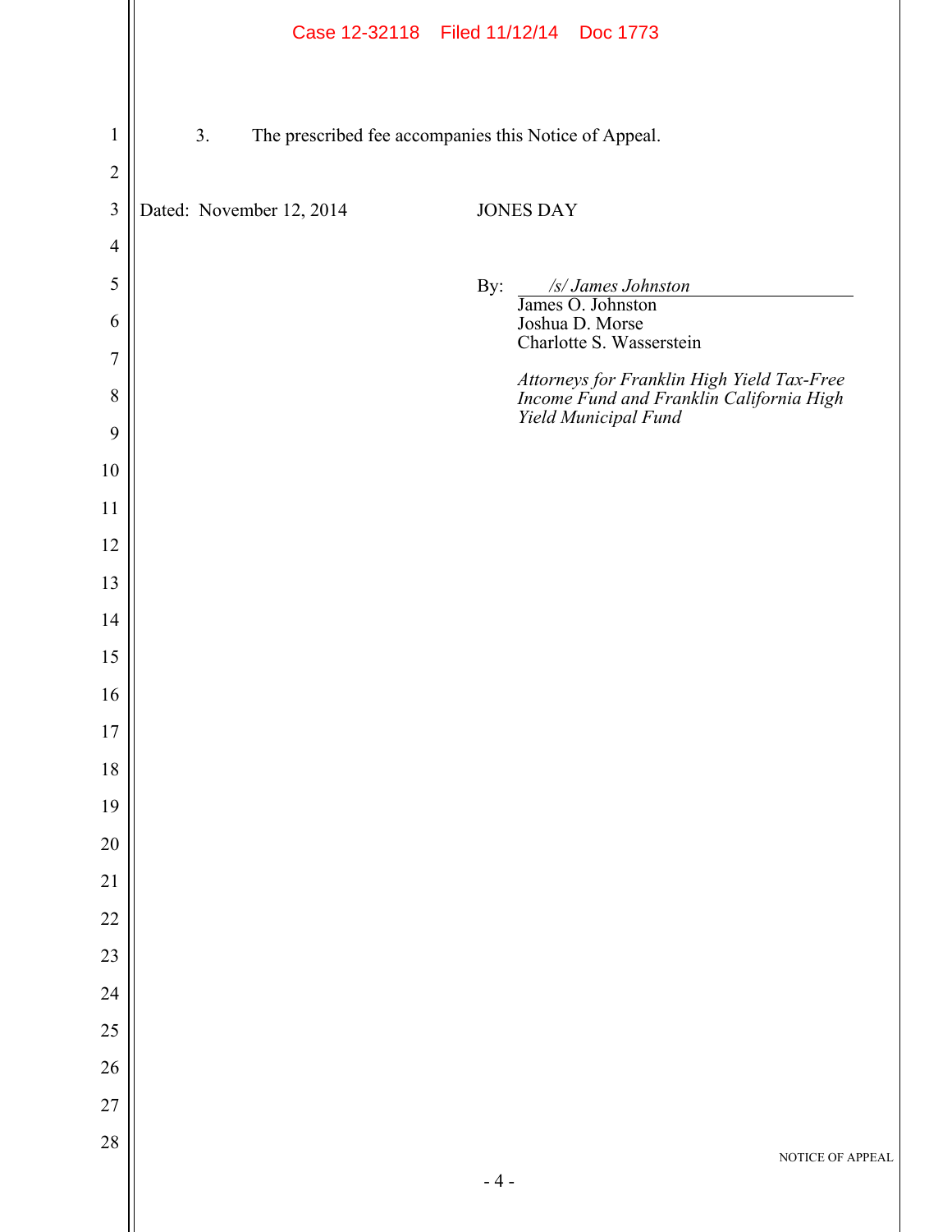3. The prescribed fee accompanies this Notice of Appeal.

Dated: November 12, 2014

JONES DAY

By: */s/ James Johnston*
James O. Johnston
Joshua D. Morse
Charlotte S. Wasserstein

*Attorneys for Franklin High Yield Tax-Free Income Fund and Franklin California High Yield Municipal Fund*